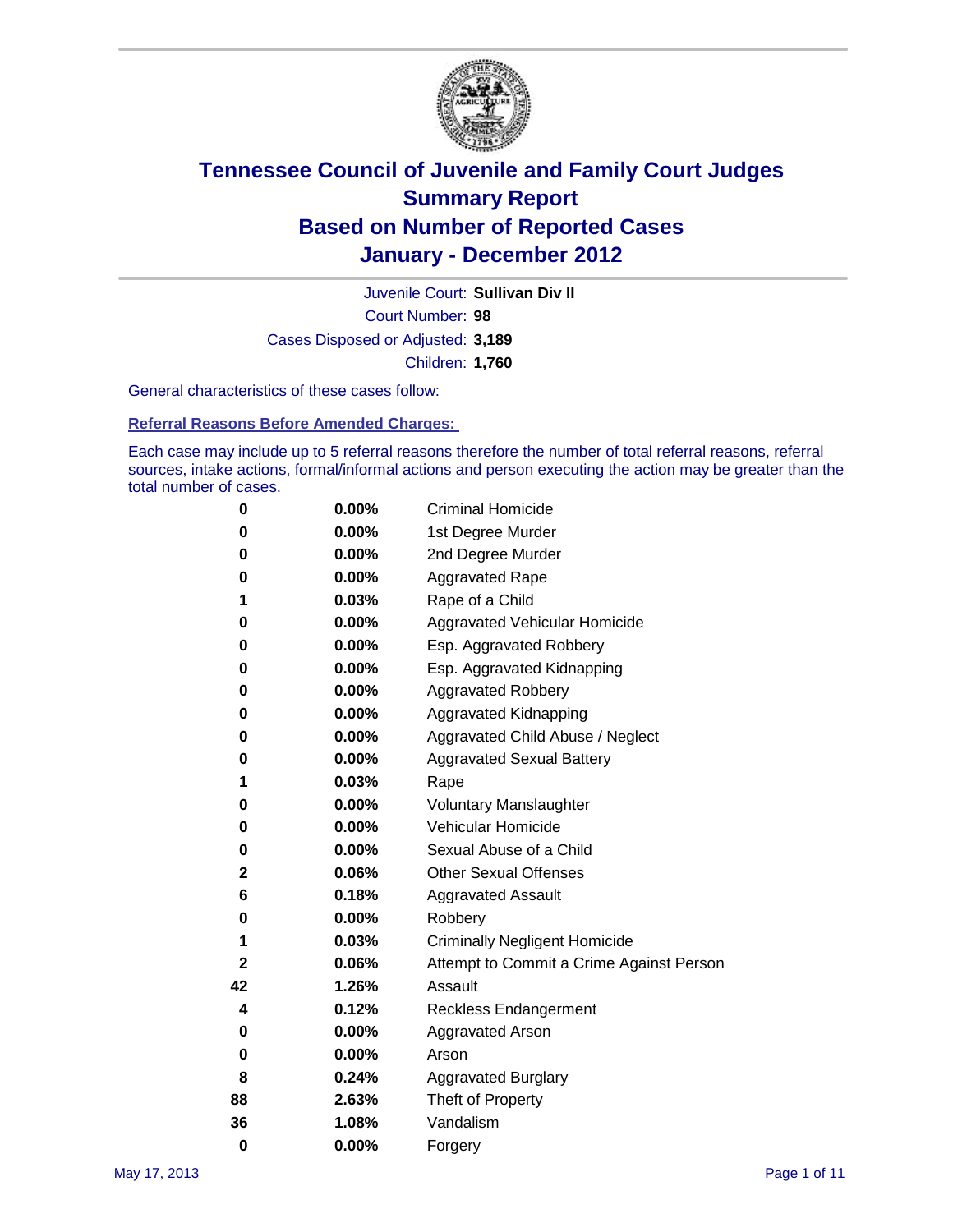# Tennessee Council of Juvenile and Family Court Judges
## Summary Report
## Based on Number of Reported Cases
## January - December 2012

Juvenile Court: **Sullivan Div II**

Court Number: **98**

Cases Disposed or Adjusted: **3,189**

Children: **1,760**

General characteristics of these cases follow:

### Referral Reasons Before Amended Charges:

Each case may include up to 5 referral reasons therefore the number of total referral reasons, referral sources, intake actions, formal/informal actions and person executing the action may be greater than the total number of cases.

| | | |
|---|---|---|
| 0 | 0.00% | Criminal Homicide |
| 0 | 0.00% | 1st Degree Murder |
| 0 | 0.00% | 2nd Degree Murder |
| 0 | 0.00% | Aggravated Rape |
| 1 | 0.03% | Rape of a Child |
| 0 | 0.00% | Aggravated Vehicular Homicide |
| 0 | 0.00% | Esp. Aggravated Robbery |
| 0 | 0.00% | Esp. Aggravated Kidnapping |
| 0 | 0.00% | Aggravated Robbery |
| 0 | 0.00% | Aggravated Kidnapping |
| 0 | 0.00% | Aggravated Child Abuse / Neglect |
| 0 | 0.00% | Aggravated Sexual Battery |
| 1 | 0.03% | Rape |
| 0 | 0.00% | Voluntary Manslaughter |
| 0 | 0.00% | Vehicular Homicide |
| 0 | 0.00% | Sexual Abuse of a Child |
| 2 | 0.06% | Other Sexual Offenses |
| 6 | 0.18% | Aggravated Assault |
| 0 | 0.00% | Robbery |
| 1 | 0.03% | Criminally Negligent Homicide |
| 2 | 0.06% | Attempt to Commit a Crime Against Person |
| 42 | 1.26% | Assault |
| 4 | 0.12% | Reckless Endangerment |
| 0 | 0.00% | Aggravated Arson |
| 0 | 0.00% | Arson |
| 8 | 0.24% | Aggravated Burglary |
| 88 | 2.63% | Theft of Property |
| 36 | 1.08% | Vandalism |
| 0 | 0.00% | Forgery |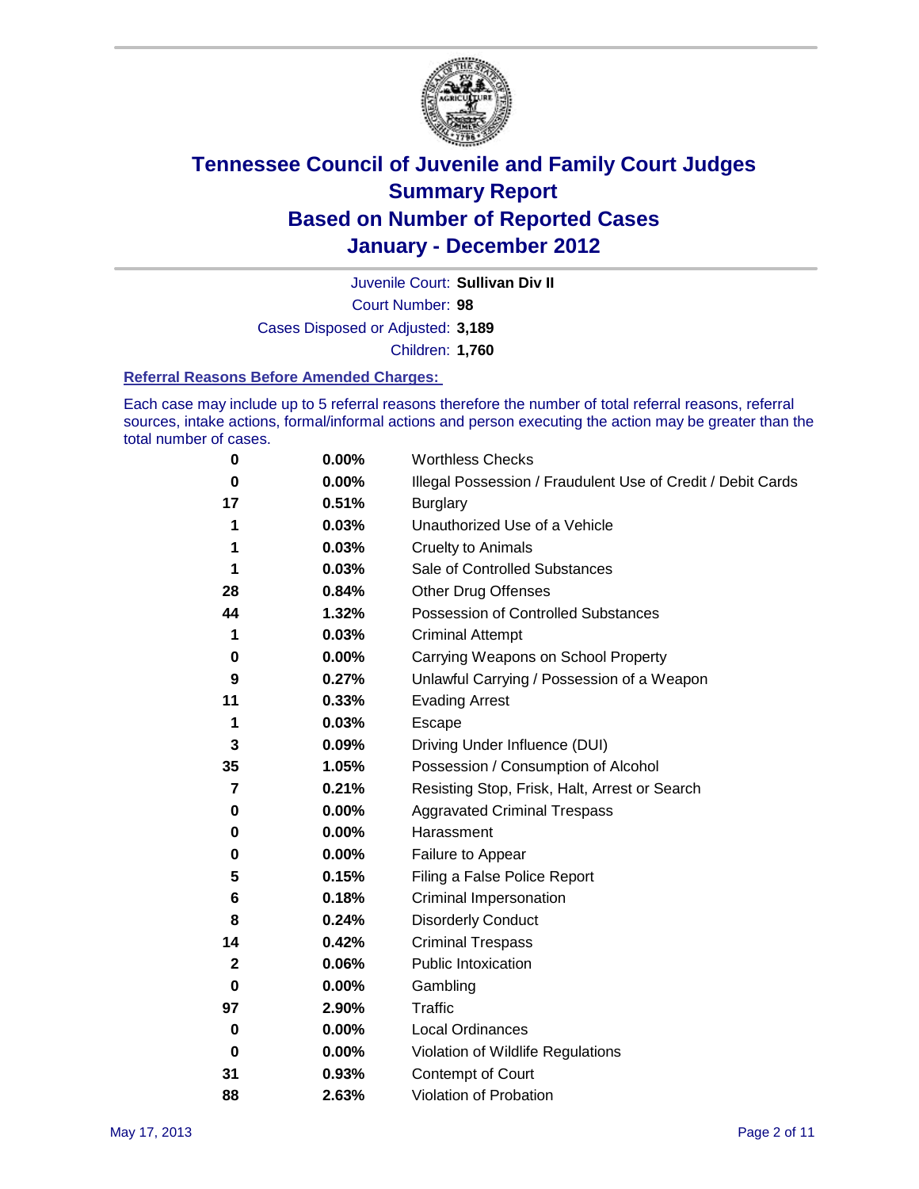# Tennessee Council of Juvenile and Family Court Judges
## Summary Report
## Based on Number of Reported Cases
## January - December 2012

Juvenile Court: **Sullivan Div II**
Court Number: **98**
Cases Disposed or Adjusted: **3,189**
Children: **1,760**

### Referral Reasons Before Amended Charges:

Each case may include up to 5 referral reasons therefore the number of total referral reasons, referral sources, intake actions, formal/informal actions and person executing the action may be greater than the total number of cases.

| Count | Percent | Referral Reason |
|---|---|---|
| 0 | 0.00% | Worthless Checks |
| 0 | 0.00% | Illegal Possession / Fraudulent Use of Credit / Debit Cards |
| 17 | 0.51% | Burglary |
| 1 | 0.03% | Unauthorized Use of a Vehicle |
| 1 | 0.03% | Cruelty to Animals |
| 1 | 0.03% | Sale of Controlled Substances |
| 28 | 0.84% | Other Drug Offenses |
| 44 | 1.32% | Possession of Controlled Substances |
| 1 | 0.03% | Criminal Attempt |
| 0 | 0.00% | Carrying Weapons on School Property |
| 9 | 0.27% | Unlawful Carrying / Possession of a Weapon |
| 11 | 0.33% | Evading Arrest |
| 1 | 0.03% | Escape |
| 3 | 0.09% | Driving Under Influence (DUI) |
| 35 | 1.05% | Possession / Consumption of Alcohol |
| 7 | 0.21% | Resisting Stop, Frisk, Halt, Arrest or Search |
| 0 | 0.00% | Aggravated Criminal Trespass |
| 0 | 0.00% | Harassment |
| 0 | 0.00% | Failure to Appear |
| 5 | 0.15% | Filing a False Police Report |
| 6 | 0.18% | Criminal Impersonation |
| 8 | 0.24% | Disorderly Conduct |
| 14 | 0.42% | Criminal Trespass |
| 2 | 0.06% | Public Intoxication |
| 0 | 0.00% | Gambling |
| 97 | 2.90% | Traffic |
| 0 | 0.00% | Local Ordinances |
| 0 | 0.00% | Violation of Wildlife Regulations |
| 31 | 0.93% | Contempt of Court |
| 88 | 2.63% | Violation of Probation |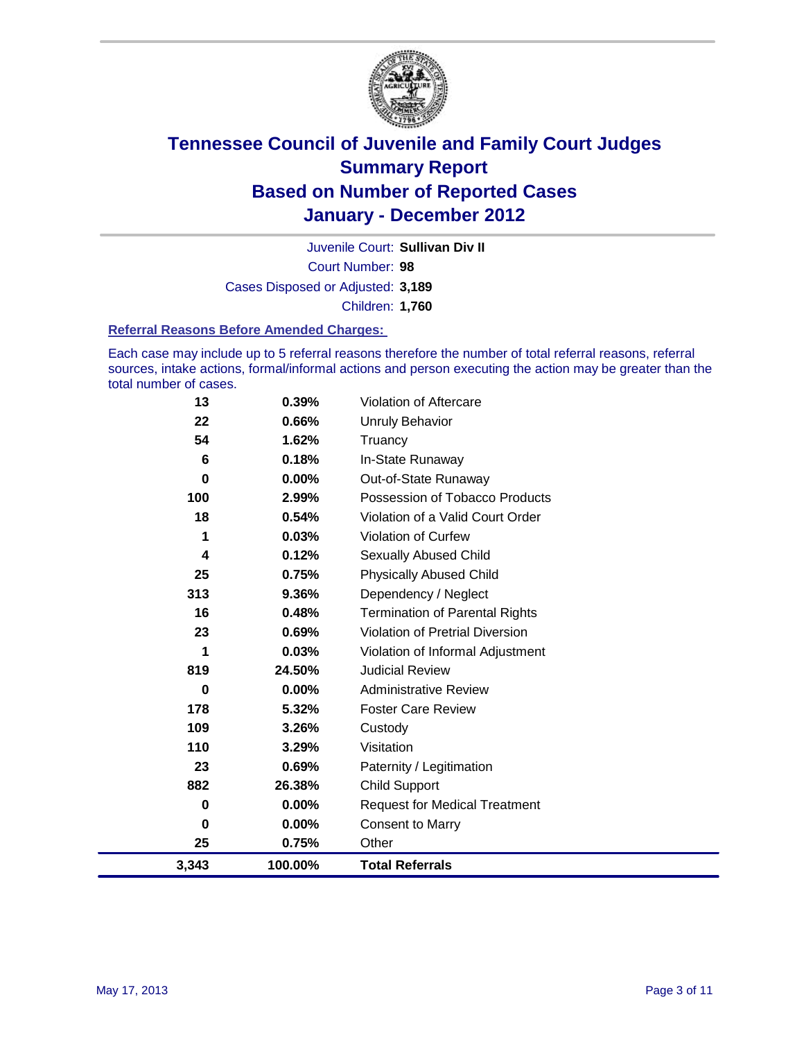# Tennessee Council of Juvenile and Family Court Judges
## Summary Report
## Based on Number of Reported Cases
## January - December 2012

Juvenile Court: **Sullivan Div II**

Court Number: **98**

Cases Disposed or Adjusted: **3,189**

Children: **1,760**

### Referral Reasons Before Amended Charges:

Each case may include up to 5 referral reasons therefore the number of total referral reasons, referral sources, intake actions, formal/informal actions and person executing the action may be greater than the total number of cases.

| Count | Percent | Referral Reason |
|---|---|---|
| 13 | 0.39% | Violation of Aftercare |
| 22 | 0.66% | Unruly Behavior |
| 54 | 1.62% | Truancy |
| 6 | 0.18% | In-State Runaway |
| 0 | 0.00% | Out-of-State Runaway |
| 100 | 2.99% | Possession of Tobacco Products |
| 18 | 0.54% | Violation of a Valid Court Order |
| 1 | 0.03% | Violation of Curfew |
| 4 | 0.12% | Sexually Abused Child |
| 25 | 0.75% | Physically Abused Child |
| 313 | 9.36% | Dependency / Neglect |
| 16 | 0.48% | Termination of Parental Rights |
| 23 | 0.69% | Violation of Pretrial Diversion |
| 1 | 0.03% | Violation of Informal Adjustment |
| 819 | 24.50% | Judicial Review |
| 0 | 0.00% | Administrative Review |
| 178 | 5.32% | Foster Care Review |
| 109 | 3.26% | Custody |
| 110 | 3.29% | Visitation |
| 23 | 0.69% | Paternity / Legitimation |
| 882 | 26.38% | Child Support |
| 0 | 0.00% | Request for Medical Treatment |
| 0 | 0.00% | Consent to Marry |
| 25 | 0.75% | Other |
| **3,343** | **100.00%** | **Total Referrals** |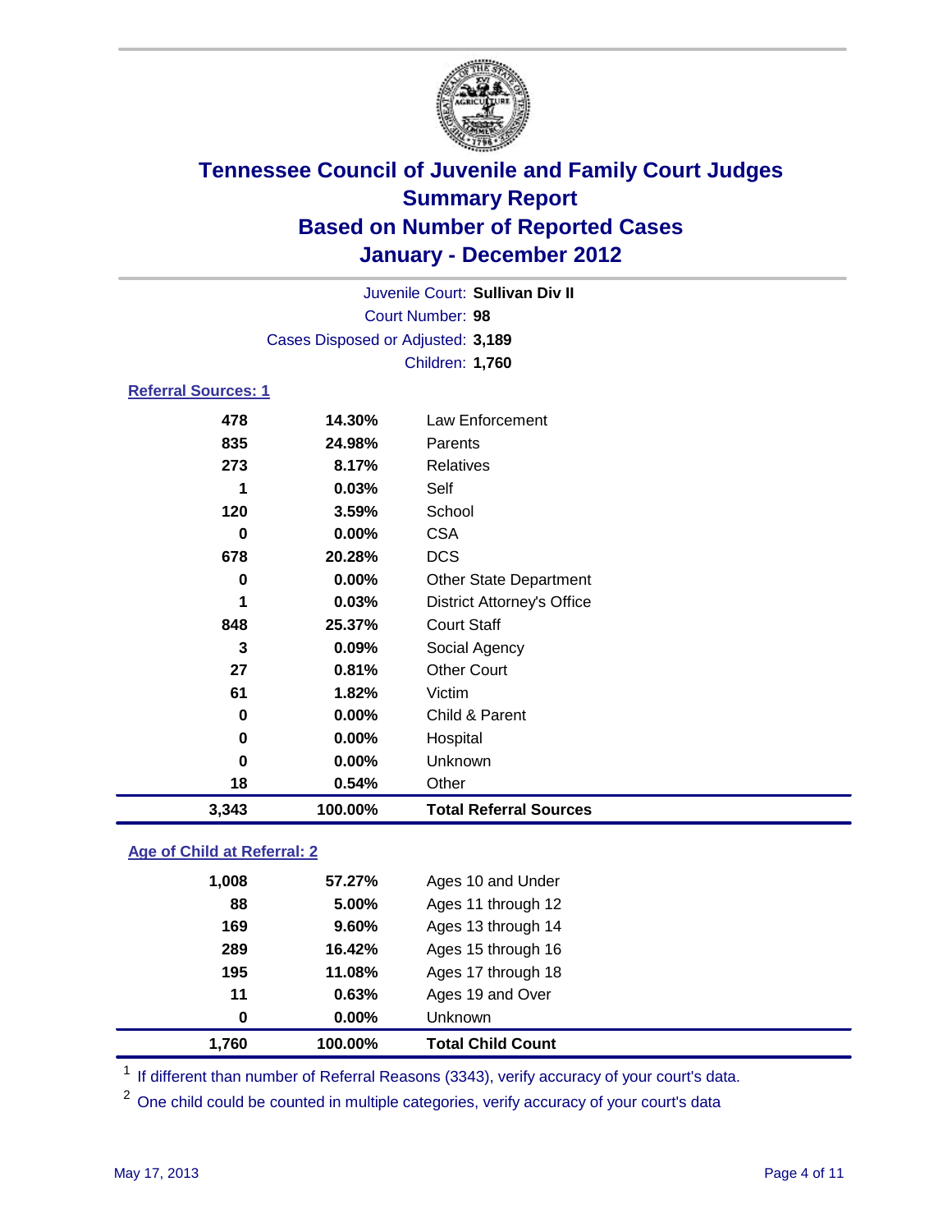# Tennessee Council of Juvenile and Family Court Judges
## Summary Report
## Based on Number of Reported Cases
## January - December 2012

Juvenile Court: **Sullivan Div II**
Court Number: **98**
Cases Disposed or Adjusted: **3,189**
Children: **1,760**

### Referral Sources: 1

| | | |
|---|---|---|
| 478 | 14.30% | Law Enforcement |
| 835 | 24.98% | Parents |
| 273 | 8.17% | Relatives |
| 1 | 0.03% | Self |
| 120 | 3.59% | School |
| 0 | 0.00% | CSA |
| 678 | 20.28% | DCS |
| 0 | 0.00% | Other State Department |
| 1 | 0.03% | District Attorney's Office |
| 848 | 25.37% | Court Staff |
| 3 | 0.09% | Social Agency |
| 27 | 0.81% | Other Court |
| 61 | 1.82% | Victim |
| 0 | 0.00% | Child & Parent |
| 0 | 0.00% | Hospital |
| 0 | 0.00% | Unknown |
| 18 | 0.54% | Other |
| **3,343** | **100.00%** | **Total Referral Sources** |

### Age of Child at Referral: 2

| | | |
|---|---|---|
| 1,008 | 57.27% | Ages 10 and Under |
| 88 | 5.00% | Ages 11 through 12 |
| 169 | 9.60% | Ages 13 through 14 |
| 289 | 16.42% | Ages 15 through 16 |
| 195 | 11.08% | Ages 17 through 18 |
| 11 | 0.63% | Ages 19 and Over |
| 0 | 0.00% | Unknown |
| **1,760** | **100.00%** | **Total Child Count** |

[1] If different than number of Referral Reasons (3343), verify accuracy of your court's data.

[2] One child could be counted in multiple categories, verify accuracy of your court's data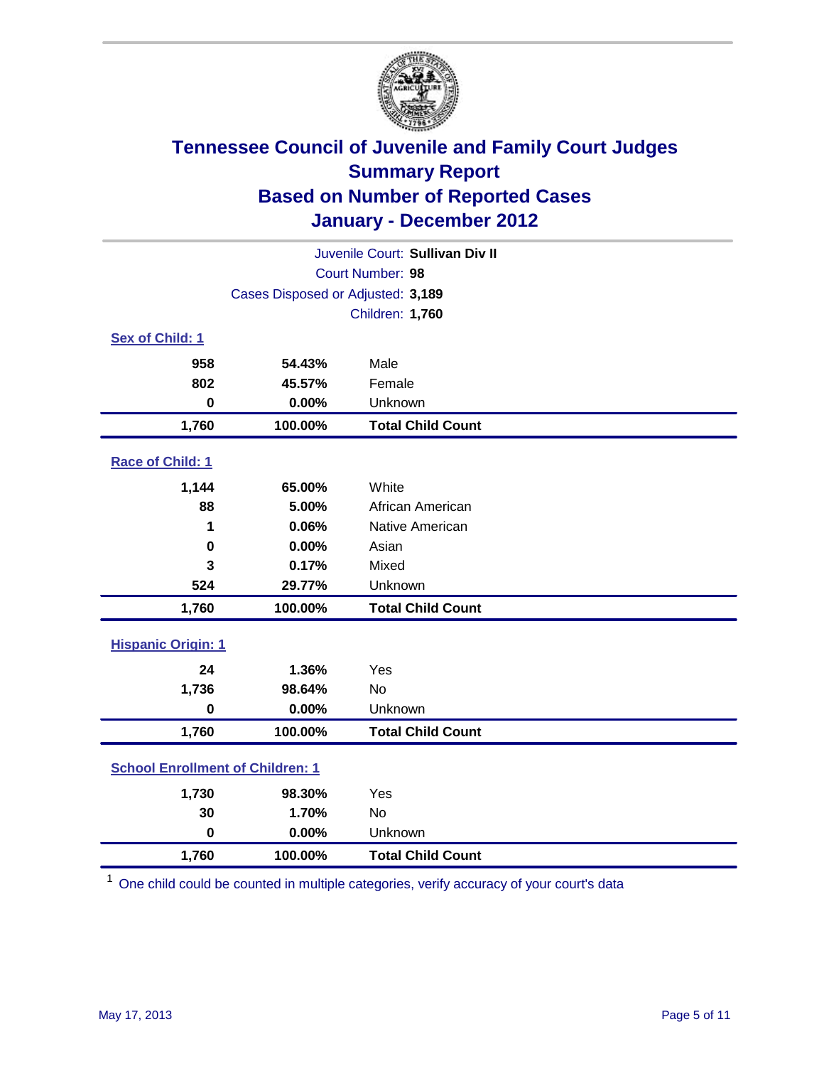# Tennessee Council of Juvenile and Family Court Judges
## Summary Report
## Based on Number of Reported Cases
## January - December 2012

Juvenile Court: **Sullivan Div II**

Court Number: **98**

Cases Disposed or Adjusted: **3,189**

Children: **1,760**

### Sex of Child: 1

| | | |
|---|---|---|
| 958 | 54.43% | Male |
| 802 | 45.57% | Female |
| 0 | 0.00% | Unknown |
| **1,760** | **100.00%** | **Total Child Count** |

### Race of Child: 1

| | | |
|---|---|---|
| 1,144 | 65.00% | White |
| 88 | 5.00% | African American |
| 1 | 0.06% | Native American |
| 0 | 0.00% | Asian |
| 3 | 0.17% | Mixed |
| 524 | 29.77% | Unknown |
| **1,760** | **100.00%** | **Total Child Count** |

### Hispanic Origin: 1

| | | |
|---|---|---|
| 24 | 1.36% | Yes |
| 1,736 | 98.64% | No |
| 0 | 0.00% | Unknown |
| **1,760** | **100.00%** | **Total Child Count** |

### School Enrollment of Children: 1

| | | |
|---|---|---|
| 1,730 | 98.30% | Yes |
| 30 | 1.70% | No |
| 0 | 0.00% | Unknown |
| **1,760** | **100.00%** | **Total Child Count** |

[1] One child could be counted in multiple categories, verify accuracy of your court's data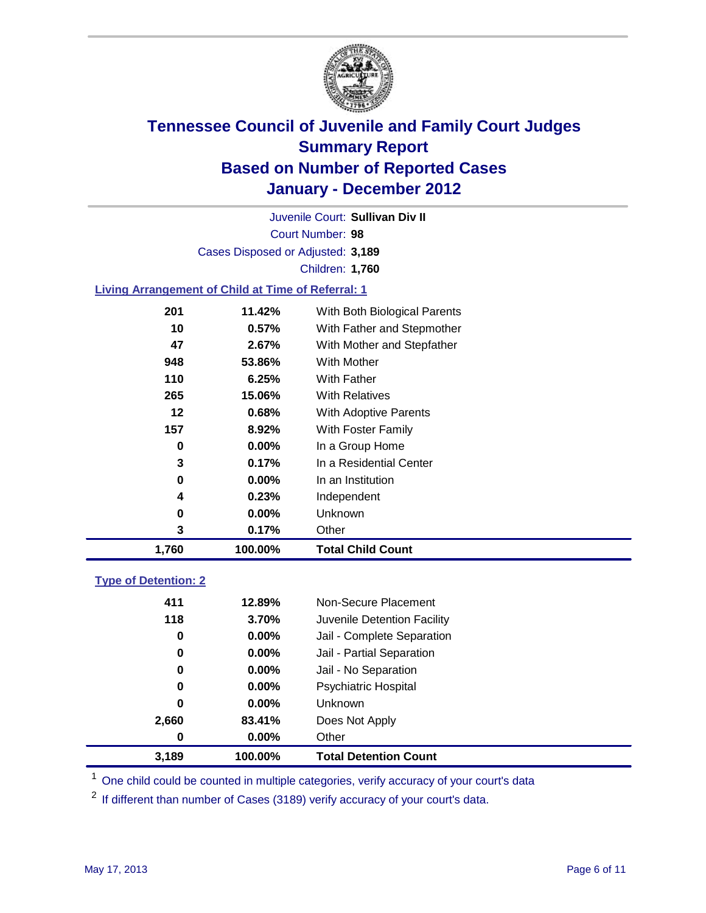# Tennessee Council of Juvenile and Family Court Judges
## Summary Report
## Based on Number of Reported Cases
## January - December 2012

Juvenile Court: **Sullivan Div II**
Court Number: **98**
Cases Disposed or Adjusted: **3,189**
Children: **1,760**

### Living Arrangement of Child at Time of Referral: 1

| | | |
|---|---|---|
| 201 | 11.42% | With Both Biological Parents |
| 10 | 0.57% | With Father and Stepmother |
| 47 | 2.67% | With Mother and Stepfather |
| 948 | 53.86% | With Mother |
| 110 | 6.25% | With Father |
| 265 | 15.06% | With Relatives |
| 12 | 0.68% | With Adoptive Parents |
| 157 | 8.92% | With Foster Family |
| 0 | 0.00% | In a Group Home |
| 3 | 0.17% | In a Residential Center |
| 0 | 0.00% | In an Institution |
| 4 | 0.23% | Independent |
| 0 | 0.00% | Unknown |
| 3 | 0.17% | Other |
| **1,760** | **100.00%** | **Total Child Count** |

### Type of Detention: 2

| | | |
|---|---|---|
| 411 | 12.89% | Non-Secure Placement |
| 118 | 3.70% | Juvenile Detention Facility |
| 0 | 0.00% | Jail - Complete Separation |
| 0 | 0.00% | Jail - Partial Separation |
| 0 | 0.00% | Jail - No Separation |
| 0 | 0.00% | Psychiatric Hospital |
| 0 | 0.00% | Unknown |
| 2,660 | 83.41% | Does Not Apply |
| 0 | 0.00% | Other |
| **3,189** | **100.00%** | **Total Detention Count** |

[1] One child could be counted in multiple categories, verify accuracy of your court's data

[2] If different than number of Cases (3189) verify accuracy of your court's data.

May 17, 2013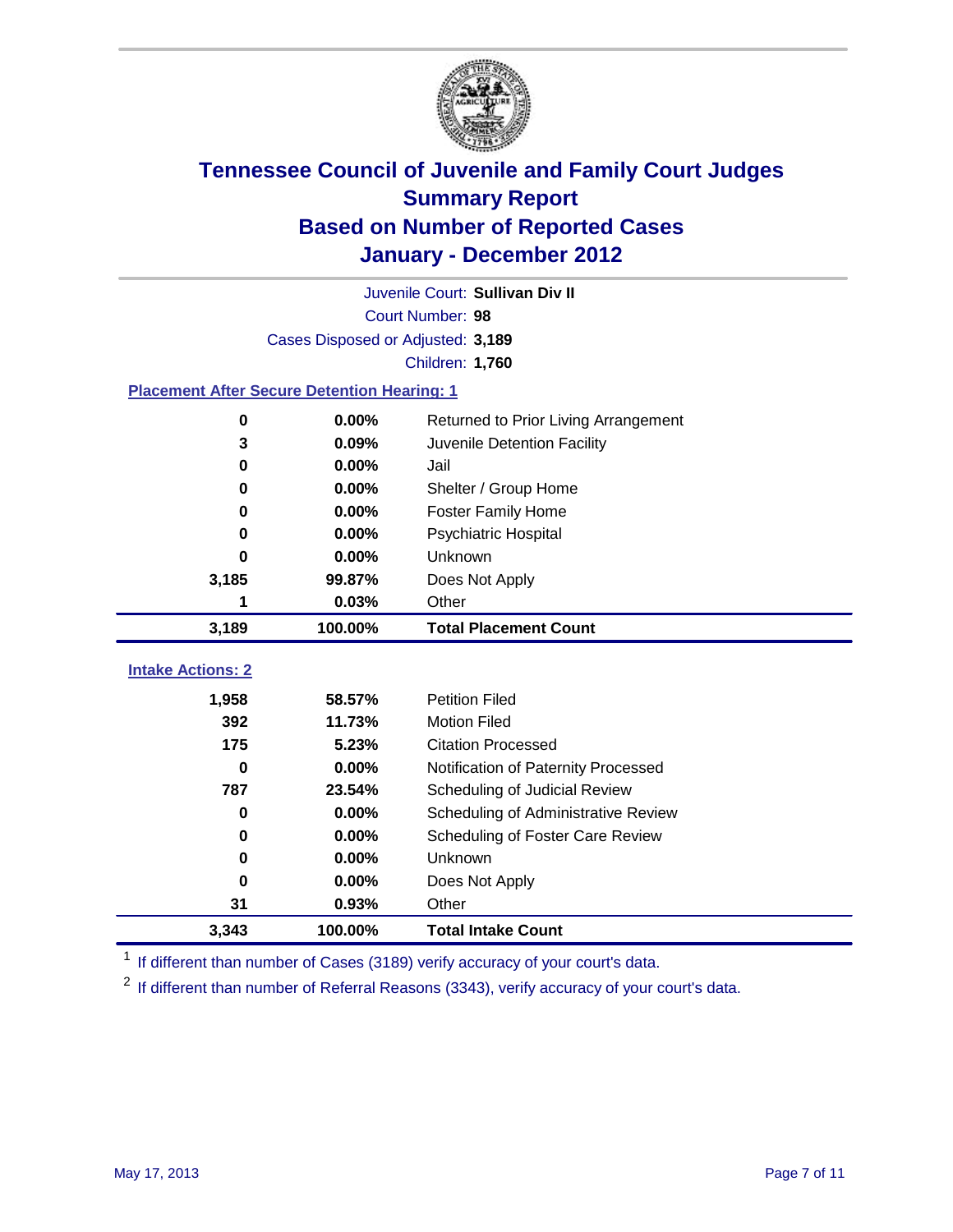# Tennessee Council of Juvenile and Family Court Judges
## Summary Report
## Based on Number of Reported Cases
## January - December 2012

Juvenile Court: **Sullivan Div II**
Court Number: **98**
Cases Disposed or Adjusted: **3,189**
Children: **1,760**

### Placement After Secure Detention Hearing: 1

| Count | Percent | Placement |
|---|---|---|
| 0 | 0.00% | Returned to Prior Living Arrangement |
| 3 | 0.09% | Juvenile Detention Facility |
| 0 | 0.00% | Jail |
| 0 | 0.00% | Shelter / Group Home |
| 0 | 0.00% | Foster Family Home |
| 0 | 0.00% | Psychiatric Hospital |
| 0 | 0.00% | Unknown |
| 3,185 | 99.87% | Does Not Apply |
| 1 | 0.03% | Other |
| **3,189** | **100.00%** | **Total Placement Count** |

### Intake Actions: 2

| Count | Percent | Intake Action |
|---|---|---|
| 1,958 | 58.57% | Petition Filed |
| 392 | 11.73% | Motion Filed |
| 175 | 5.23% | Citation Processed |
| 0 | 0.00% | Notification of Paternity Processed |
| 787 | 23.54% | Scheduling of Judicial Review |
| 0 | 0.00% | Scheduling of Administrative Review |
| 0 | 0.00% | Scheduling of Foster Care Review |
| 0 | 0.00% | Unknown |
| 0 | 0.00% | Does Not Apply |
| 31 | 0.93% | Other |
| **3,343** | **100.00%** | **Total Intake Count** |

[1] If different than number of Cases (3189) verify accuracy of your court's data.

[2] If different than number of Referral Reasons (3343), verify accuracy of your court's data.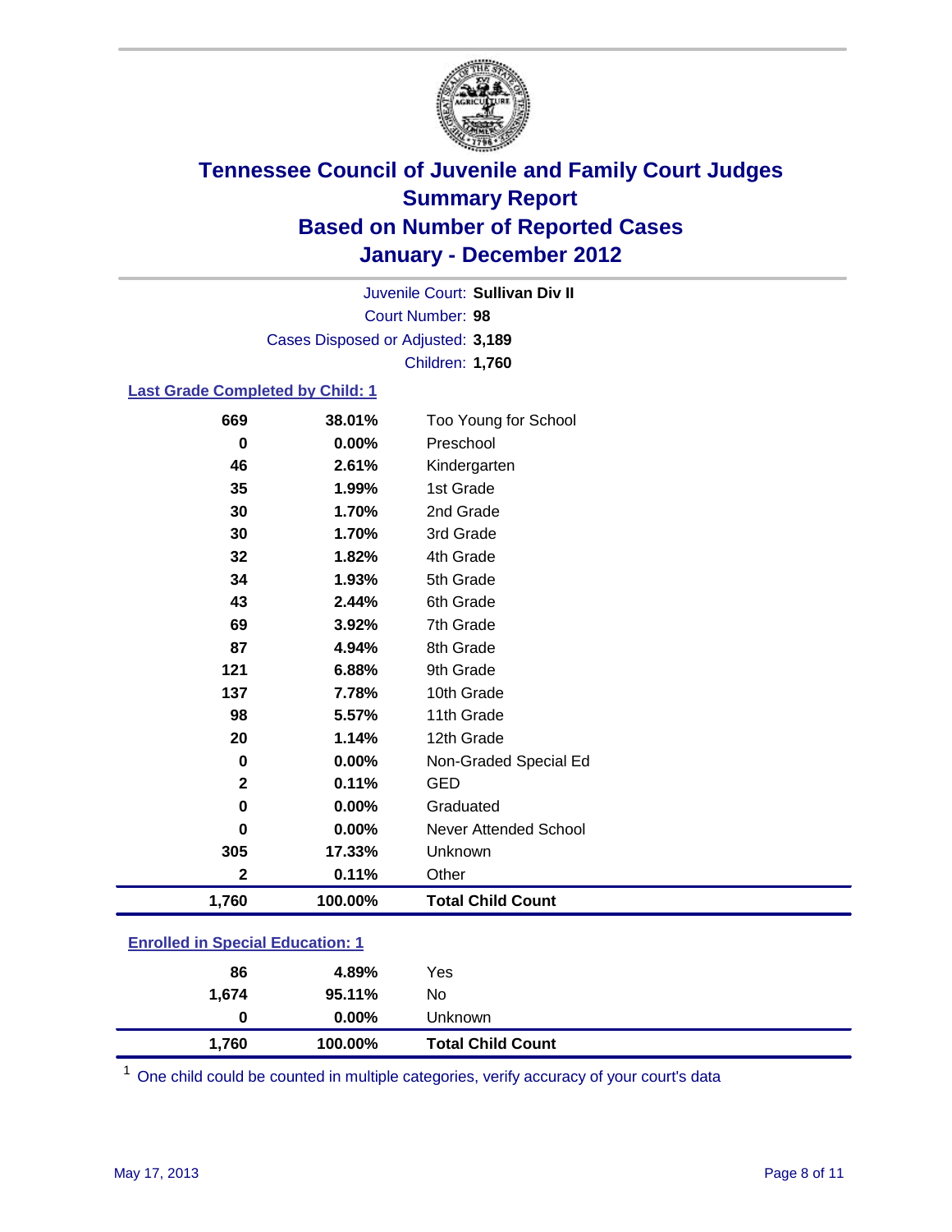# Tennessee Council of Juvenile and Family Court Judges
## Summary Report
## Based on Number of Reported Cases
## January - December 2012

Juvenile Court: **Sullivan Div II**
Court Number: **98**
Cases Disposed or Adjusted: **3,189**
Children: **1,760**

### Last Grade Completed by Child: 1

| Count | Percent | Category |
|---|---|---|
| 669 | 38.01% | Too Young for School |
| 0 | 0.00% | Preschool |
| 46 | 2.61% | Kindergarten |
| 35 | 1.99% | 1st Grade |
| 30 | 1.70% | 2nd Grade |
| 30 | 1.70% | 3rd Grade |
| 32 | 1.82% | 4th Grade |
| 34 | 1.93% | 5th Grade |
| 43 | 2.44% | 6th Grade |
| 69 | 3.92% | 7th Grade |
| 87 | 4.94% | 8th Grade |
| 121 | 6.88% | 9th Grade |
| 137 | 7.78% | 10th Grade |
| 98 | 5.57% | 11th Grade |
| 20 | 1.14% | 12th Grade |
| 0 | 0.00% | Non-Graded Special Ed |
| 2 | 0.11% | GED |
| 0 | 0.00% | Graduated |
| 0 | 0.00% | Never Attended School |
| 305 | 17.33% | Unknown |
| 2 | 0.11% | Other |
| **1,760** | **100.00%** | **Total Child Count** |

### Enrolled in Special Education: 1

| Count | Percent | Category |
|---|---|---|
| 86 | 4.89% | Yes |
| 1,674 | 95.11% | No |
| 0 | 0.00% | Unknown |
| **1,760** | **100.00%** | **Total Child Count** |

[1] One child could be counted in multiple categories, verify accuracy of your court's data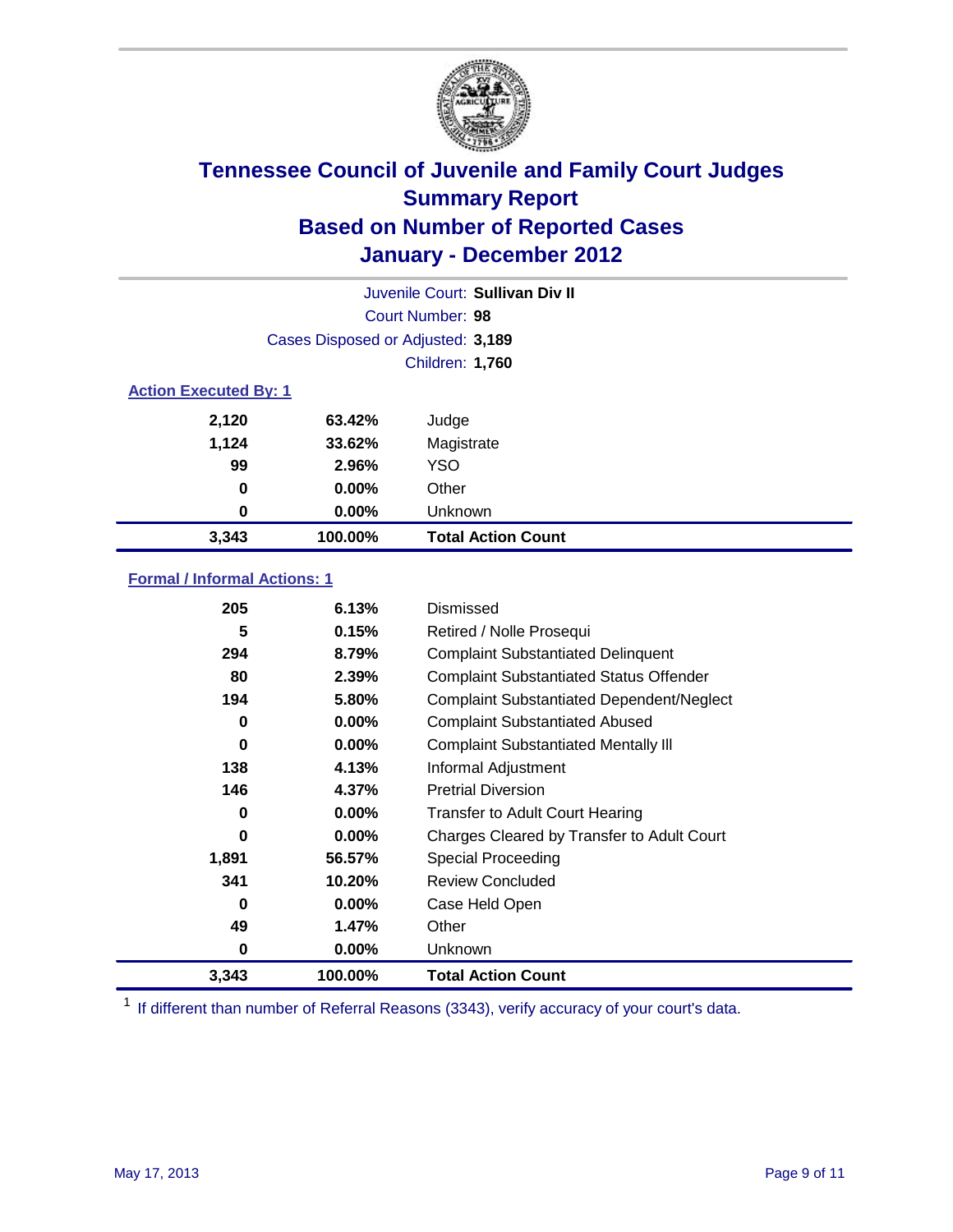# Tennessee Council of Juvenile and Family Court Judges
## Summary Report
## Based on Number of Reported Cases
## January - December 2012

Juvenile Court: **Sullivan Div II**

Court Number: **98**

Cases Disposed or Adjusted: **3,189**

Children: **1,760**

### Action Executed By: 1

| Count | Percent | Category |
|---|---|---|
| 2,120 | 63.42% | Judge |
| 1,124 | 33.62% | Magistrate |
| 99 | 2.96% | YSO |
| 0 | 0.00% | Other |
| 0 | 0.00% | Unknown |
| **3,343** | **100.00%** | **Total Action Count** |

### Formal / Informal Actions: 1

| Count | Percent | Category |
|---|---|---|
| 205 | 6.13% | Dismissed |
| 5 | 0.15% | Retired / Nolle Prosequi |
| 294 | 8.79% | Complaint Substantiated Delinquent |
| 80 | 2.39% | Complaint Substantiated Status Offender |
| 194 | 5.80% | Complaint Substantiated Dependent/Neglect |
| 0 | 0.00% | Complaint Substantiated Abused |
| 0 | 0.00% | Complaint Substantiated Mentally Ill |
| 138 | 4.13% | Informal Adjustment |
| 146 | 4.37% | Pretrial Diversion |
| 0 | 0.00% | Transfer to Adult Court Hearing |
| 0 | 0.00% | Charges Cleared by Transfer to Adult Court |
| 1,891 | 56.57% | Special Proceeding |
| 341 | 10.20% | Review Concluded |
| 0 | 0.00% | Case Held Open |
| 49 | 1.47% | Other |
| 0 | 0.00% | Unknown |
| **3,343** | **100.00%** | **Total Action Count** |

[1] If different than number of Referral Reasons (3343), verify accuracy of your court's data.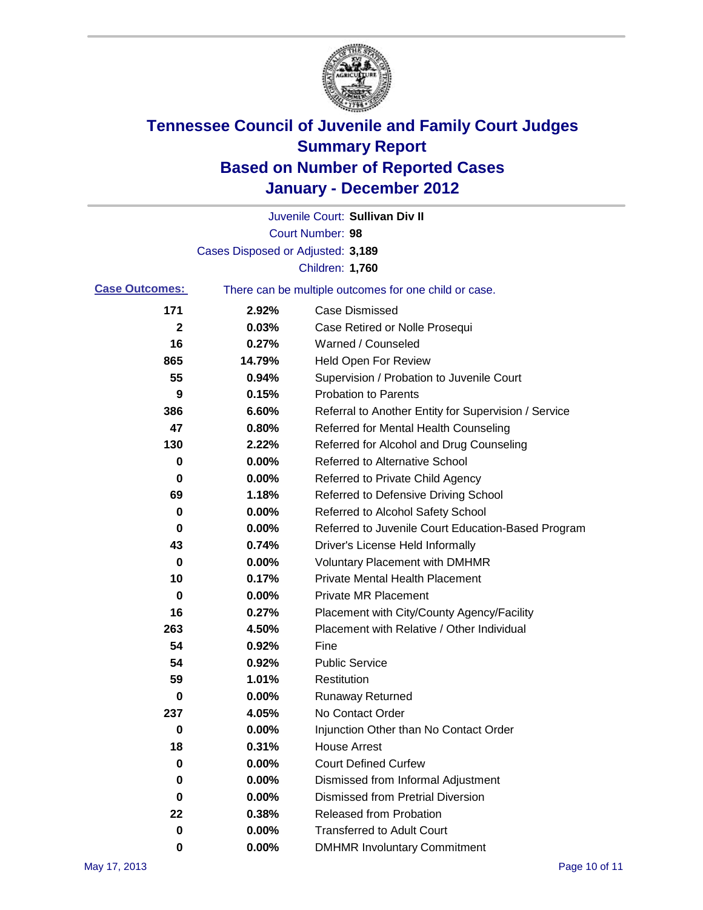# Tennessee Council of Juvenile and Family Court Judges
## Summary Report
## Based on Number of Reported Cases
## January - December 2012

Juvenile Court: **Sullivan Div II**
Court Number: **98**
Cases Disposed or Adjusted: **3,189**
Children: **1,760**

**Case Outcomes:** There can be multiple outcomes for one child or case.

| Count | Percent | Outcome |
|---|---|---|
| 171 | 2.92% | Case Dismissed |
| 2 | 0.03% | Case Retired or Nolle Prosequi |
| 16 | 0.27% | Warned / Counseled |
| 865 | 14.79% | Held Open For Review |
| 55 | 0.94% | Supervision / Probation to Juvenile Court |
| 9 | 0.15% | Probation to Parents |
| 386 | 6.60% | Referral to Another Entity for Supervision / Service |
| 47 | 0.80% | Referred for Mental Health Counseling |
| 130 | 2.22% | Referred for Alcohol and Drug Counseling |
| 0 | 0.00% | Referred to Alternative School |
| 0 | 0.00% | Referred to Private Child Agency |
| 69 | 1.18% | Referred to Defensive Driving School |
| 0 | 0.00% | Referred to Alcohol Safety School |
| 0 | 0.00% | Referred to Juvenile Court Education-Based Program |
| 43 | 0.74% | Driver's License Held Informally |
| 0 | 0.00% | Voluntary Placement with DMHMR |
| 10 | 0.17% | Private Mental Health Placement |
| 0 | 0.00% | Private MR Placement |
| 16 | 0.27% | Placement with City/County Agency/Facility |
| 263 | 4.50% | Placement with Relative / Other Individual |
| 54 | 0.92% | Fine |
| 54 | 0.92% | Public Service |
| 59 | 1.01% | Restitution |
| 0 | 0.00% | Runaway Returned |
| 237 | 4.05% | No Contact Order |
| 0 | 0.00% | Injunction Other than No Contact Order |
| 18 | 0.31% | House Arrest |
| 0 | 0.00% | Court Defined Curfew |
| 0 | 0.00% | Dismissed from Informal Adjustment |
| 0 | 0.00% | Dismissed from Pretrial Diversion |
| 22 | 0.38% | Released from Probation |
| 0 | 0.00% | Transferred to Adult Court |
| 0 | 0.00% | DMHMR Involuntary Commitment |

May 17, 2013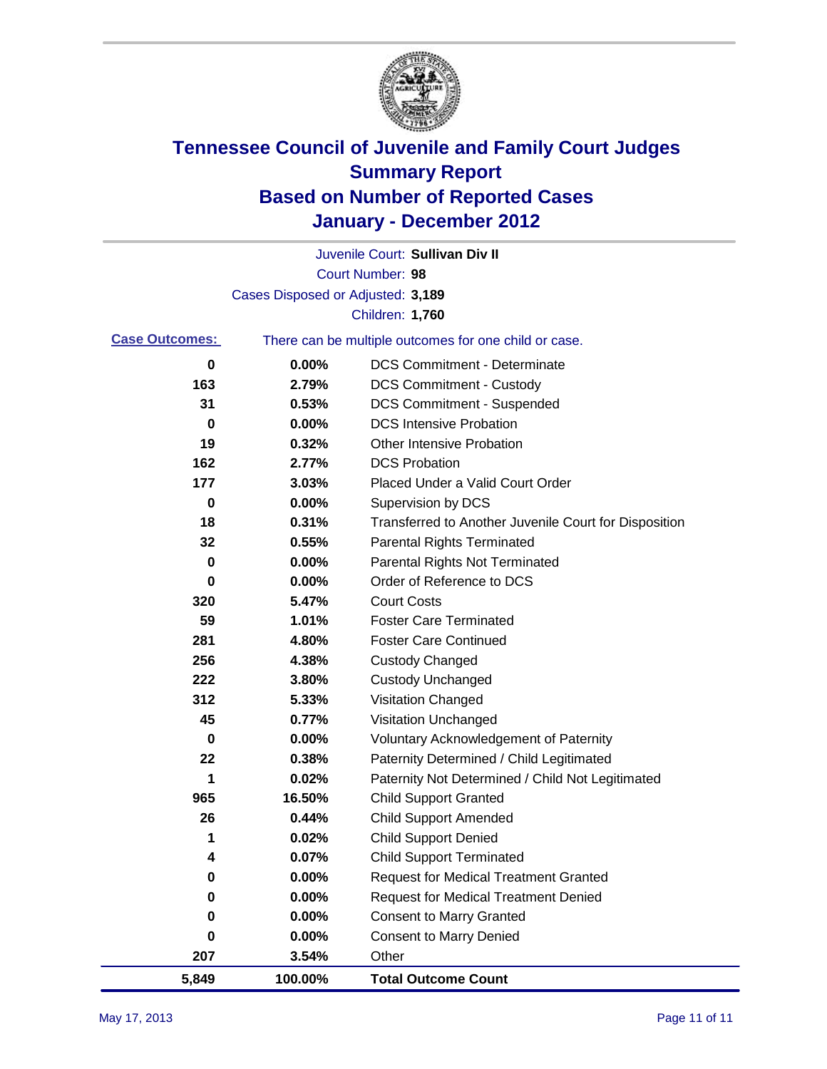# Tennessee Council of Juvenile and Family Court Judges
## Summary Report
## Based on Number of Reported Cases
## January - December 2012

Juvenile Court: **Sullivan Div II**

Court Number: **98**

Cases Disposed or Adjusted: **3,189**

Children: **1,760**

**Case Outcomes:** There can be multiple outcomes for one child or case.

| | | |
|---|---|---|
| 0 | 0.00% | DCS Commitment - Determinate |
| 163 | 2.79% | DCS Commitment - Custody |
| 31 | 0.53% | DCS Commitment - Suspended |
| 0 | 0.00% | DCS Intensive Probation |
| 19 | 0.32% | Other Intensive Probation |
| 162 | 2.77% | DCS Probation |
| 177 | 3.03% | Placed Under a Valid Court Order |
| 0 | 0.00% | Supervision by DCS |
| 18 | 0.31% | Transferred to Another Juvenile Court for Disposition |
| 32 | 0.55% | Parental Rights Terminated |
| 0 | 0.00% | Parental Rights Not Terminated |
| 0 | 0.00% | Order of Reference to DCS |
| 320 | 5.47% | Court Costs |
| 59 | 1.01% | Foster Care Terminated |
| 281 | 4.80% | Foster Care Continued |
| 256 | 4.38% | Custody Changed |
| 222 | 3.80% | Custody Unchanged |
| 312 | 5.33% | Visitation Changed |
| 45 | 0.77% | Visitation Unchanged |
| 0 | 0.00% | Voluntary Acknowledgement of Paternity |
| 22 | 0.38% | Paternity Determined / Child Legitimated |
| 1 | 0.02% | Paternity Not Determined / Child Not Legitimated |
| 965 | 16.50% | Child Support Granted |
| 26 | 0.44% | Child Support Amended |
| 1 | 0.02% | Child Support Denied |
| 4 | 0.07% | Child Support Terminated |
| 0 | 0.00% | Request for Medical Treatment Granted |
| 0 | 0.00% | Request for Medical Treatment Denied |
| 0 | 0.00% | Consent to Marry Granted |
| 0 | 0.00% | Consent to Marry Denied |
| 207 | 3.54% | Other |
| **5,849** | **100.00%** | **Total Outcome Count** |